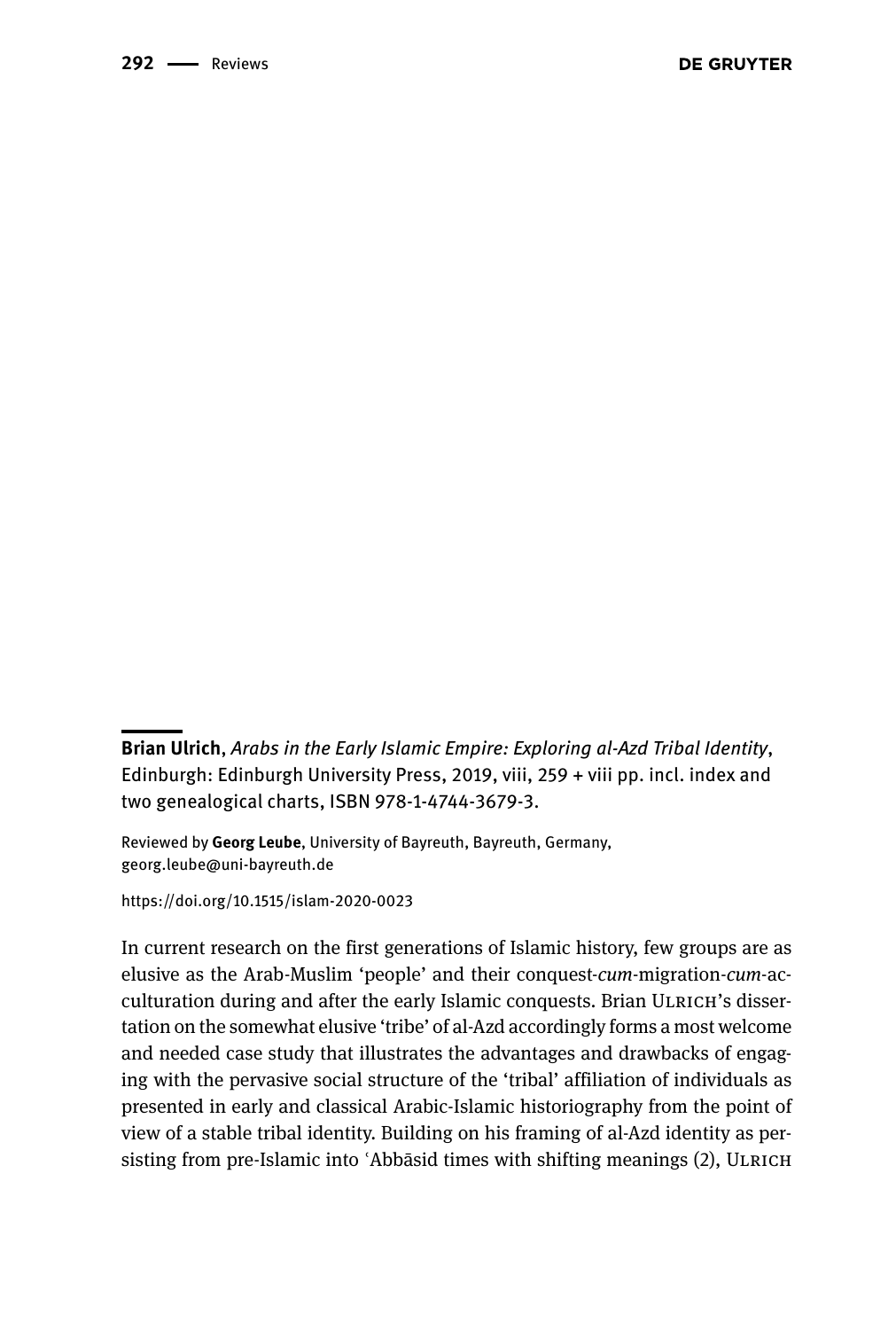**Brian Ulrich**, *Arabs in the Early Islamic Empire: Exploring al-Azd Tribal Identity*, Edinburgh: Edinburgh University Press, 2019, viii, 259 + viii pp. incl. index and two genealogical charts, ISBN 978-1-4744-3679-3.

Reviewed by **Georg Leube**, University of Bayreuth, Bayreuth, Germany, georg.leube@uni-bayreuth.de

https://doi.org/10.1515/islam-2020-0023

In current research on the first generations of Islamic history, few groups are as elusive as the Arab-Muslim 'people' and their conquest-*cum*-migration-*cum*-acculturation during and after the early Islamic conquests. Brian Ulrich's dissertation on the somewhat elusive 'tribe' of al-Azd accordingly forms a most welcome and needed case study that illustrates the advantages and drawbacks of engaging with the pervasive social structure of the 'tribal' affiliation of individuals as presented in early and classical Arabic-Islamic historiography from the point of view of a stable tribal identity. Building on his framing of al-Azd identity as persisting from pre-Islamic into ʿAbbāsid times with shifting meanings (2), Ulrich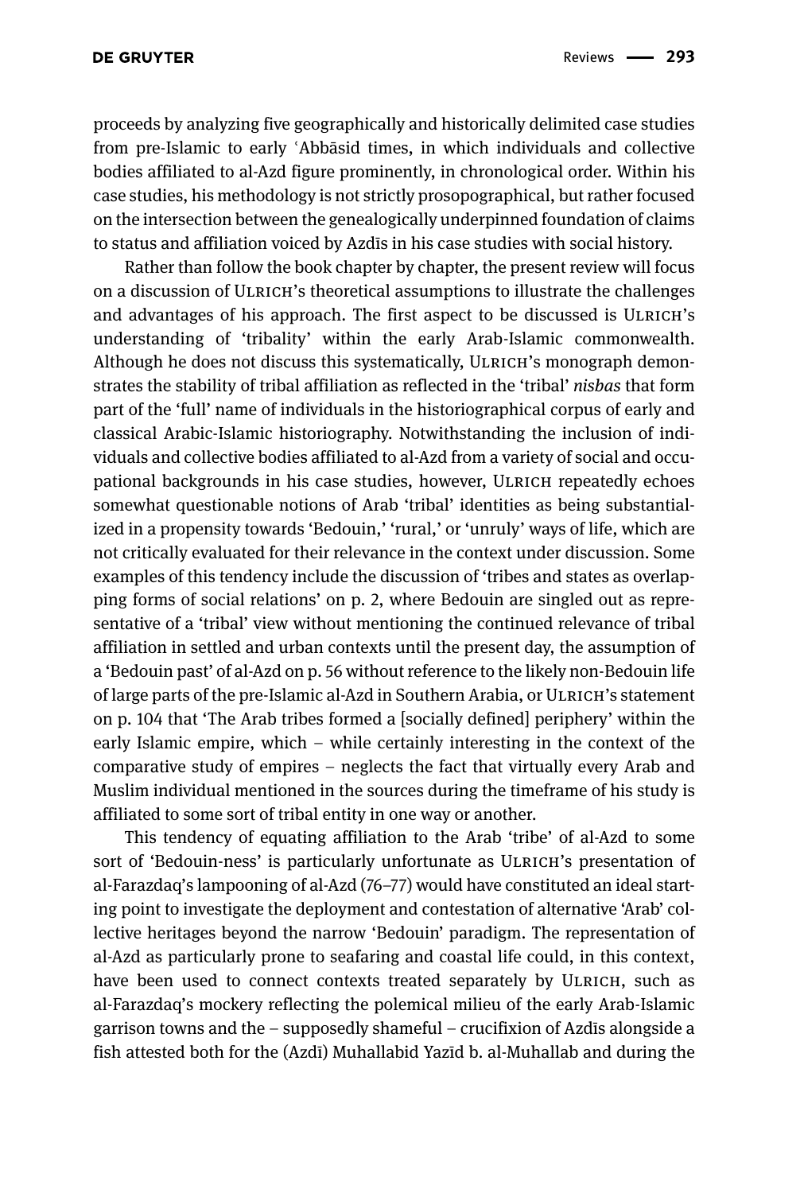proceeds by analyzing five geographically and historically delimited case studies from pre-Islamic to early ʿAbbāsid times, in which individuals and collective bodies affiliated to al-Azd figure prominently, in chronological order. Within his case studies, his methodology is not strictly prosopographical, but rather focused on the intersection between the genealogically underpinned foundation of claims to status and affiliation voiced by Azdīs in his case studies with social history.

Rather than follow the book chapter by chapter, the present review will focus on a discussion of Ulrich's theoretical assumptions to illustrate the challenges and advantages of his approach. The first aspect to be discussed is Ulrich's understanding of 'tribality' within the early Arab-Islamic commonwealth. Although he does not discuss this systematically, Ulrich's monograph demonstrates the stability of tribal affiliation as reflected in the 'tribal' *nisbas* that form part of the 'full' name of individuals in the historiographical corpus of early and classical Arabic-Islamic historiography. Notwithstanding the inclusion of individuals and collective bodies affiliated to al-Azd from a variety of social and occupational backgrounds in his case studies, however, Ulrich repeatedly echoes somewhat questionable notions of Arab 'tribal' identities as being substantialized in a propensity towards 'Bedouin,' 'rural,' or 'unruly' ways of life, which are not critically evaluated for their relevance in the context under discussion. Some examples of this tendency include the discussion of 'tribes and states as overlapping forms of social relations' on p. 2, where Bedouin are singled out as representative of a 'tribal' view without mentioning the continued relevance of tribal affiliation in settled and urban contexts until the present day, the assumption of a 'Bedouin past' of al-Azd on p. 56 without reference to the likely non-Bedouin life of large parts of the pre-Islamic al-Azd in Southern Arabia, or Ulrich's statement on p. 104 that 'The Arab tribes formed a [socially defined] periphery' within the early Islamic empire, which – while certainly interesting in the context of the comparative study of empires – neglects the fact that virtually every Arab and Muslim individual mentioned in the sources during the timeframe of his study is affiliated to some sort of tribal entity in one way or another.

This tendency of equating affiliation to the Arab 'tribe' of al-Azd to some sort of 'Bedouin-ness' is particularly unfortunate as Ulrich's presentation of al-Farazdaq's lampooning of al-Azd (76–77) would have constituted an ideal starting point to investigate the deployment and contestation of alternative 'Arab' collective heritages beyond the narrow 'Bedouin' paradigm. The representation of al-Azd as particularly prone to seafaring and coastal life could, in this context, have been used to connect contexts treated separately by Ulrich, such as al-Farazdaq's mockery reflecting the polemical milieu of the early Arab-Islamic garrison towns and the – supposedly shameful – crucifixion of Azdīs alongside a fish attested both for the (Azdī) Muhallabid Yazīd b. al-Muhallab and during the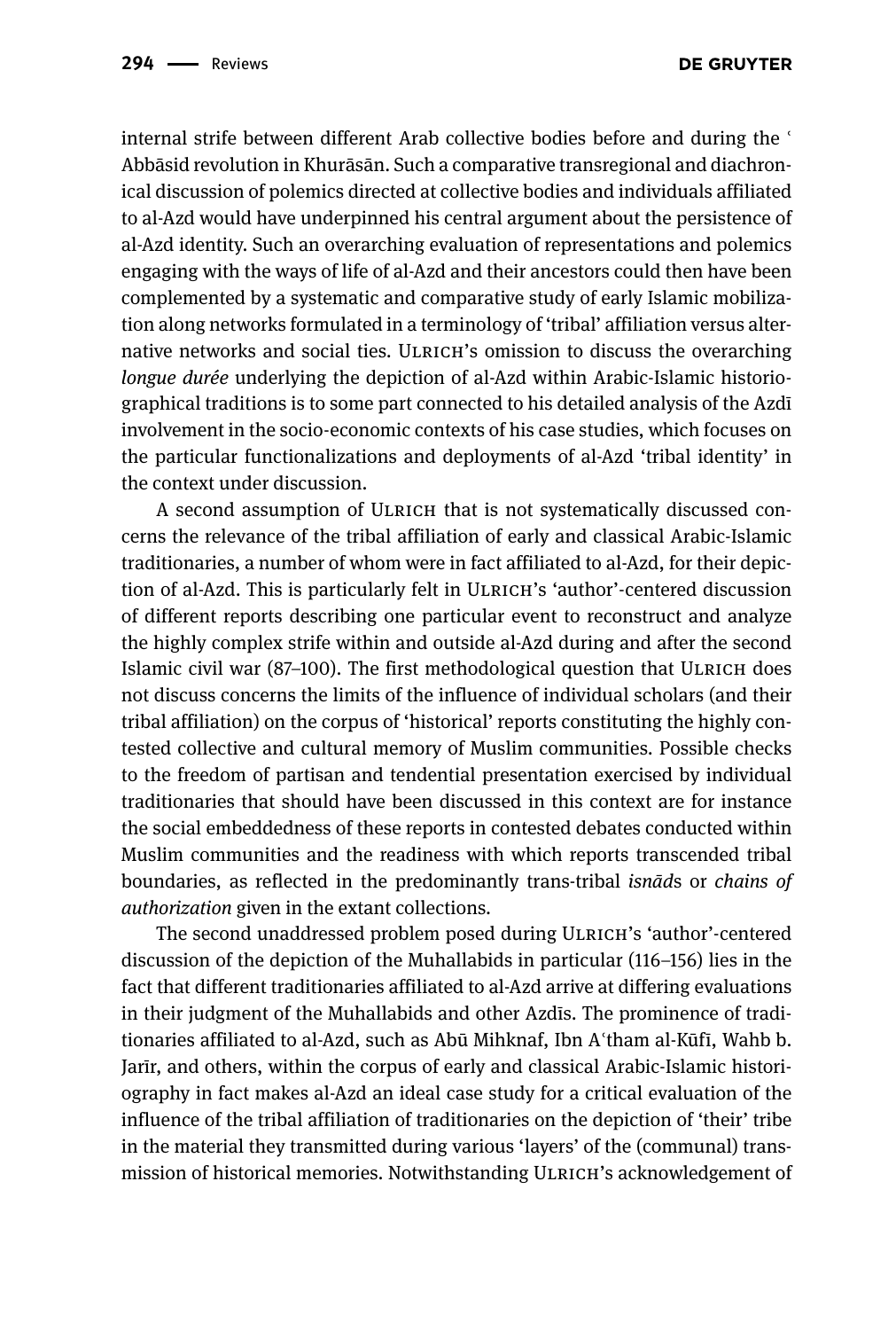internal strife between different Arab collective bodies before and during the ʿAbbāsid revolution in Khurāsān. Such a comparative transregional and diachronical discussion of polemics directed at collective bodies and individuals affiliated to al-Azd would have underpinned his central argument about the persistence of al-Azd identity. Such an overarching evaluation of representations and polemics engaging with the ways of life of al-Azd and their ancestors could then have been complemented by a systematic and comparative study of early Islamic mobilization along networks formulated in a terminology of 'tribal' affiliation versus alternative networks and social ties. ULRICH's omission to discuss the overarching *longue durée* underlying the depiction of al-Azd within Arabic-Islamic historiographical traditions is to some part connected to his detailed analysis of the Azdī involvement in the socio-economic contexts of his case studies, which focuses on the particular functionalizations and deployments of al-Azd 'tribal identity' in the context under discussion.

A second assumption of ULRICH that is not systematically discussed concerns the relevance of the tribal affiliation of early and classical Arabic-Islamic traditionaries, a number of whom were in fact affiliated to al-Azd, for their depiction of al-Azd. This is particularly felt in ULRICH's 'author'-centered discussion of different reports describing one particular event to reconstruct and analyze the highly complex strife within and outside al-Azd during and after the second Islamic civil war (87–100). The first methodological question that ULRICH does not discuss concerns the limits of the influence of individual scholars (and their tribal affiliation) on the corpus of 'historical' reports constituting the highly contested collective and cultural memory of Muslim communities. Possible checks to the freedom of partisan and tendential presentation exercised by individual traditionaries that should have been discussed in this context are for instance the social embeddedness of these reports in contested debates conducted within Muslim communities and the readiness with which reports transcended tribal boundaries, as reflected in the predominantly trans-tribal *isnād*s or *chains of authorization* given in the extant collections.

The second unaddressed problem posed during ULRICH's 'author'-centered discussion of the depiction of the Muhallabids in particular (116–156) lies in the fact that different traditionaries affiliated to al-Azd arrive at differing evaluations in their judgment of the Muhallabids and other Azdīs. The prominence of traditionaries affiliated to al-Azd, such as Abū Mihknaf, Ibn Aʿtham al-Kūfī, Wahb b. Jarīr, and others, within the corpus of early and classical Arabic-Islamic historiography in fact makes al-Azd an ideal case study for a critical evaluation of the influence of the tribal affiliation of traditionaries on the depiction of 'their' tribe in the material they transmitted during various 'layers' of the (communal) transmission of historical memories. Notwithstanding ULRICH's acknowledgement of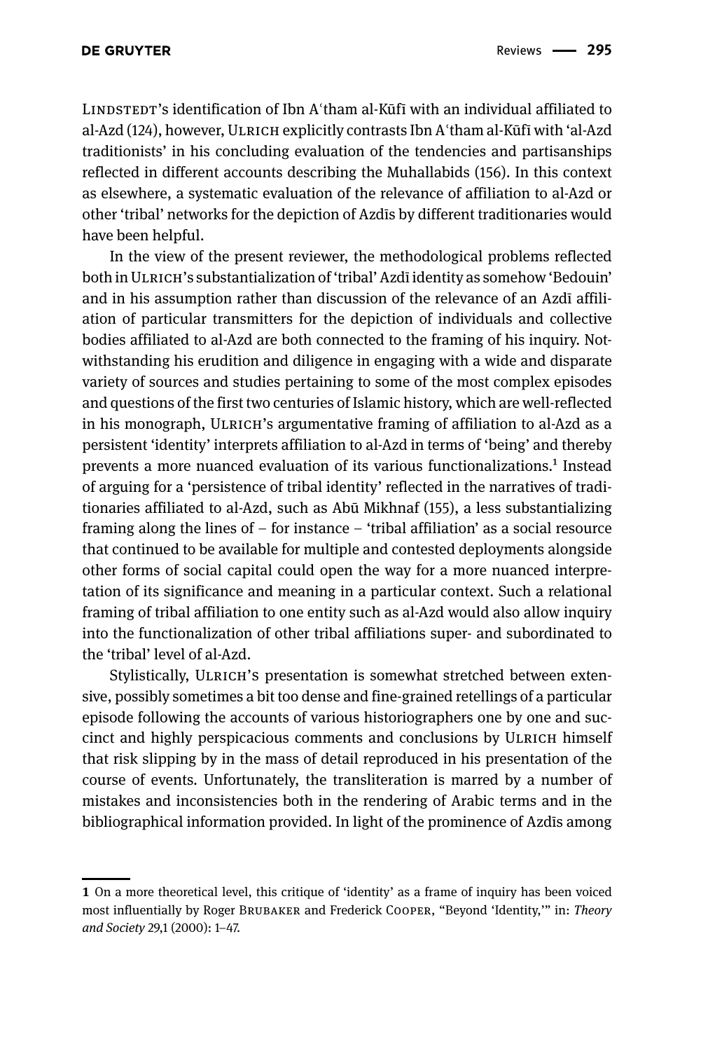LINDSTEDT's identification of Ibn Aʿtham al-Kūfī with an individual affiliated to al-Azd (124), however, ULRICH explicitly contrasts Ibn Aʿtham al-Kūfī with 'al-Azd traditionists' in his concluding evaluation of the tendencies and partisanships reflected in different accounts describing the Muhallabids (156). In this context as elsewhere, a systematic evaluation of the relevance of affiliation to al-Azd or other 'tribal' networks for the depiction of Azdīs by different traditionaries would have been helpful.

In the view of the present reviewer, the methodological problems reflected both in ULRICH's substantialization of 'tribal' Azdī identity as somehow 'Bedouin' and in his assumption rather than discussion of the relevance of an Azdī affiliation of particular transmitters for the depiction of individuals and collective bodies affiliated to al-Azd are both connected to the framing of his inquiry. Notwithstanding his erudition and diligence in engaging with a wide and disparate variety of sources and studies pertaining to some of the most complex episodes and questions of the first two centuries of Islamic history, which are well-reflected in his monograph, ULRICH's argumentative framing of affiliation to al-Azd as a persistent 'identity' interprets affiliation to al-Azd in terms of 'being' and thereby prevents a more nuanced evaluation of its various functionalizations.[1] Instead of arguing for a 'persistence of tribal identity' reflected in the narratives of traditionaries affiliated to al-Azd, such as Abū Mikhnaf (155), a less substantializing framing along the lines of – for instance – 'tribal affiliation' as a social resource that continued to be available for multiple and contested deployments alongside other forms of social capital could open the way for a more nuanced interpretation of its significance and meaning in a particular context. Such a relational framing of tribal affiliation to one entity such as al-Azd would also allow inquiry into the functionalization of other tribal affiliations super- and subordinated to the 'tribal' level of al-Azd.

Stylistically, ULRICH's presentation is somewhat stretched between extensive, possibly sometimes a bit too dense and fine-grained retellings of a particular episode following the accounts of various historiographers one by one and succinct and highly perspicacious comments and conclusions by ULRICH himself that risk slipping by in the mass of detail reproduced in his presentation of the course of events. Unfortunately, the transliteration is marred by a number of mistakes and inconsistencies both in the rendering of Arabic terms and in the bibliographical information provided. In light of the prominence of Azdīs among

---

[1] On a more theoretical level, this critique of 'identity' as a frame of inquiry has been voiced most influentially by Roger BRUBAKER and Frederick COOPER, "Beyond 'Identity,'" in: *Theory and Society* 29,1 (2000): 1–47.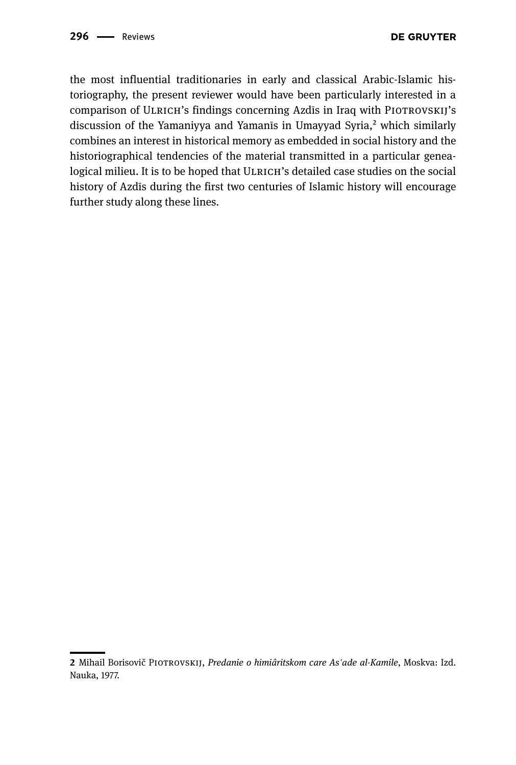the most influential traditionaries in early and classical Arabic-Islamic historiography, the present reviewer would have been particularly interested in a comparison of Ulrich's findings concerning Azdīs in Iraq with Piotrovskij's discussion of the Yamaniyya and Yamanīs in Umayyad Syria,[2] which similarly combines an interest in historical memory as embedded in social history and the historiographical tendencies of the material transmitted in a particular genealogical milieu. It is to be hoped that Ulrich's detailed case studies on the social history of Azdīs during the first two centuries of Islamic history will encourage further study along these lines.

---

2 Mihail Borisovič Piotrovskij, *Predanie o himiâritskom care Asʿade al-Kamile*, Moskva: Izd. Nauka, 1977.